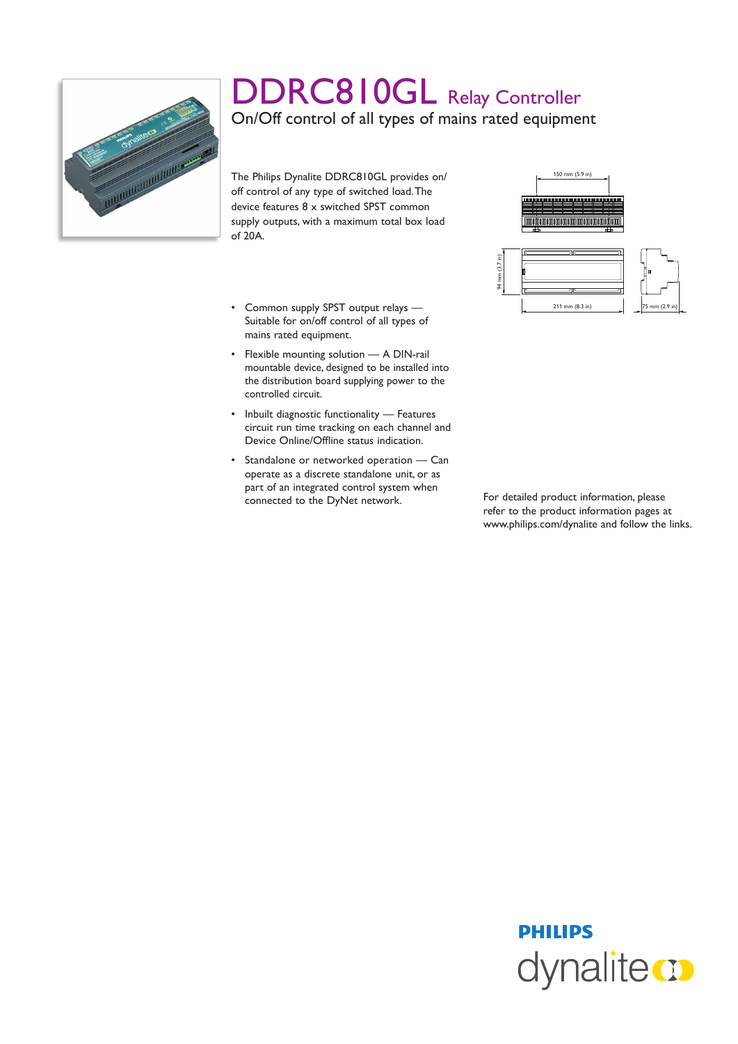# DDRC810GL Relay Controller

## On/Off control of all types of mains rated equipment

The Philips Dynalite DDRC810GL provides on/off control of any type of switched load. The device features 8 x switched SPST common supply outputs, with a maximum total box load of 20A.

150 mm (5.9 in)

94 mm (3.7 in)

211 mm (8.3 in)

75 mm (2.9 in)

- Common supply SPST output relays — Suitable for on/off control of all types of mains rated equipment.
- Flexible mounting solution — A DIN-rail mountable device, designed to be installed into the distribution board supplying power to the controlled circuit.
- Inbuilt diagnostic functionality — Features circuit run time tracking on each channel and Device Online/Offline status indication.
- Standalone or networked operation — Can operate as a discrete standalone unit, or as part of an integrated control system when connected to the DyNet network.

For detailed product information, please refer to the product information pages at www.philips.com/dynalite and follow the links.

PHILIPS dynalite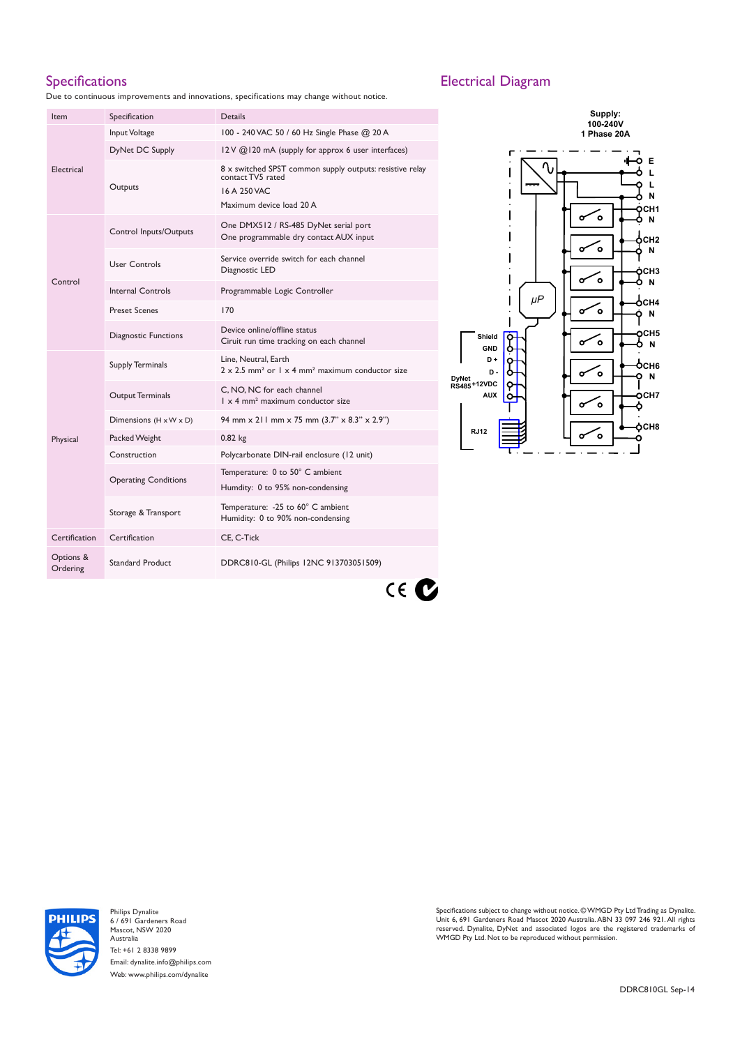## Specifications

Due to continuous improvements and innovations, specifications may change without notice.

| Item | Specification | Details |
|---|---|---|
| Electrical | Input Voltage | 100 - 240 VAC 50 / 60 Hz Single Phase @ 20 A |
| | DyNet DC Supply | 12 V @120 mA (supply for approx 6 user interfaces) |
| | Outputs | 8 x switched SPST common supply outputs: resistive relay contact TV5 rated<br>16 A 250 VAC<br>Maximum device load 20 A |
| Control | Control Inputs/Outputs | One DMX512 / RS-485 DyNet serial port<br>One programmable dry contact AUX input |
| | User Controls | Service override switch for each channel<br>Diagnostic LED |
| | Internal Controls | Programmable Logic Controller |
| | Preset Scenes | 170 |
| | Diagnostic Functions | Device online/offline status<br>Ciruit run time tracking on each channel |
| Physical | Supply Terminals | Line, Neutral, Earth<br>2 x 2.5 mm² or 1 x 4 mm² maximum conductor size |
| | Output Terminals | C, NO, NC for each channel<br>1 x 4 mm² maximum conductor size |
| | Dimensions (H x W x D) | 94 mm x 211 mm x 75 mm (3.7" x 8.3" x 2.9") |
| | Packed Weight | 0.82 kg |
| | Construction | Polycarbonate DIN-rail enclosure (12 unit) |
| | Operating Conditions | Temperature: 0 to 50° C ambient<br>Humdity: 0 to 95% non-condensing |
| | Storage & Transport | Temperature: -25 to 60° C ambient<br>Humidity: 0 to 90% non-condensing |
| Certification | Certification | CE, C-Tick |
| Options & Ordering | Standard Product | DDRC810-GL (Philips 12NC 913703051509) |

## Electrical Diagram

Supply:
100-240V
1 Phase 20A

E
L
L
N
CH1
N
CH2
N
CH3
N
CH4
N
CH5
N
CH6
N
CH7
CH8

μP

Shield
GND
D +
D -
DyNet RS485
+12VDC
AUX
RJ12

Philips Dynalite
6 / 691 Gardeners Road
Mascot, NSW 2020
Australia
Tel: +61 2 8338 9899
Email: dynalite.info@philips.com
Web: www.philips.com/dynalite

Specifications subject to change without notice. © WMGD Pty Ltd Trading as Dynalite. Unit 6, 691 Gardeners Road Mascot 2020 Australia. ABN 33 097 246 921. All rights reserved. Dynalite, DyNet and associated logos are the registered trademarks of WMGD Pty Ltd. Not to be reproduced without permission.